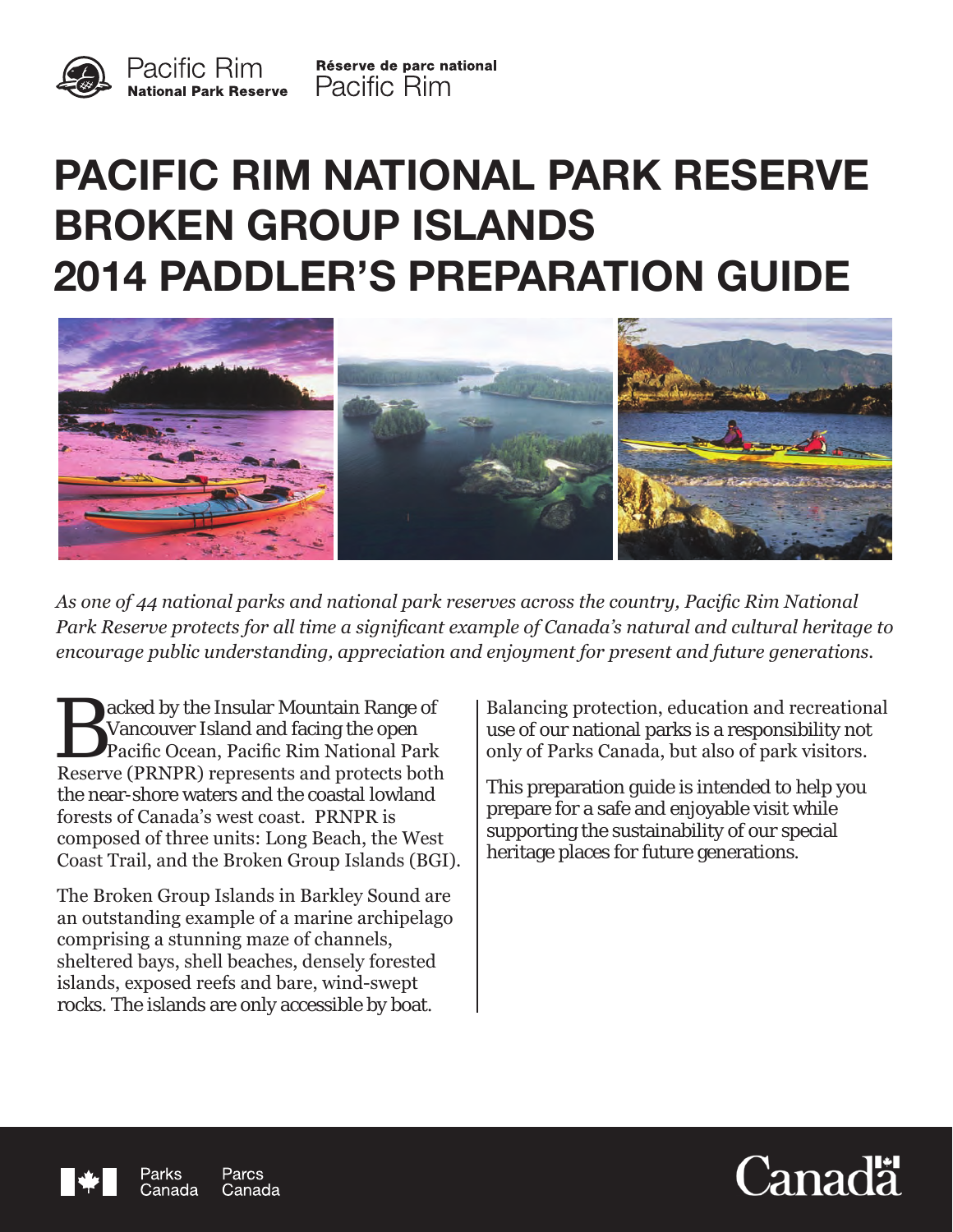Pacific Rim National Park Reserve | Réserve de parc national Pacific Rim

# PACIFIC RIM NATIONAL PARK RESERVE BROKEN GROUP ISLANDS 2014 PADDLER'S PREPARATION GUIDE

*As one of 44 national parks and national park reserves across the country, Pacific Rim National Park Reserve protects for all time a significant example of Canada's natural and cultural heritage to encourage public understanding, appreciation and enjoyment for present and future generations.*

Backed by the Insular Mountain Range of Vancouver Island and facing the open Pacific Ocean, Pacific Rim National Park Reserve (PRNPR) represents and protects both the near-shore waters and the coastal lowland forests of Canada's west coast. PRNPR is composed of three units: Long Beach, the West Coast Trail, and the Broken Group Islands (BGI).

The Broken Group Islands in Barkley Sound are an outstanding example of a marine archipelago comprising a stunning maze of channels, sheltered bays, shell beaches, densely forested islands, exposed reefs and bare, wind-swept rocks. The islands are only accessible by boat.

Balancing protection, education and recreational use of our national parks is a responsibility not only of Parks Canada, but also of park visitors.

This preparation guide is intended to help you prepare for a safe and enjoyable visit while supporting the sustainability of our special heritage places for future generations.

Parks Canada | Parcs Canada

Canada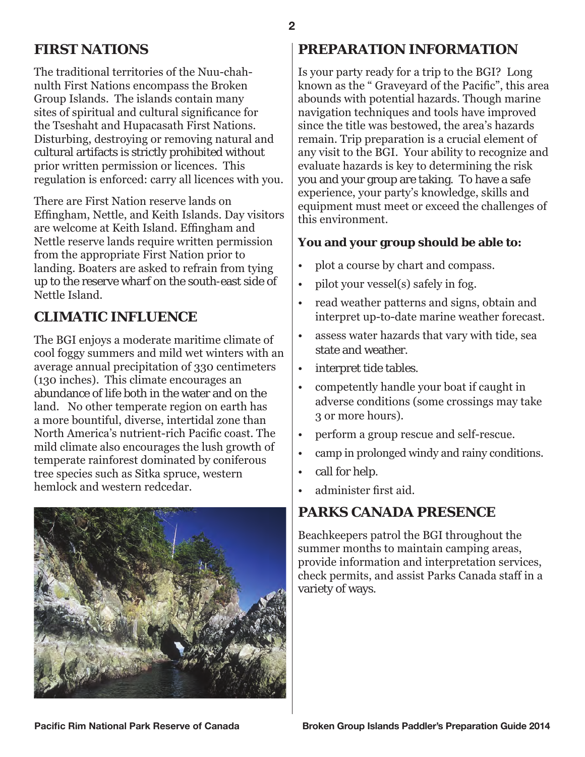## FIRST NATIONS

The traditional territories of the Nuu-chah-nulth First Nations encompass the Broken Group Islands. The islands contain many sites of spiritual and cultural significance for the Tseshaht and Hupacasath First Nations. Disturbing, destroying or removing natural and cultural artifacts is strictly prohibited without prior written permission or licences. This regulation is enforced: carry all licences with you.

There are First Nation reserve lands on Effingham, Nettle, and Keith Islands. Day visitors are welcome at Keith Island. Effingham and Nettle reserve lands require written permission from the appropriate First Nation prior to landing. Boaters are asked to refrain from tying up to the reserve wharf on the south-east side of Nettle Island.

## CLIMATIC INFLUENCE

The BGI enjoys a moderate maritime climate of cool foggy summers and mild wet winters with an average annual precipitation of 330 centimeters (130 inches). This climate encourages an abundance of life both in the water and on the land. No other temperate region on earth has a more bountiful, diverse, intertidal zone than North America's nutrient-rich Pacific coast. The mild climate also encourages the lush growth of temperate rainforest dominated by coniferous tree species such as Sitka spruce, western hemlock and western redcedar.

## PREPARATION INFORMATION

Is your party ready for a trip to the BGI? Long known as the " Graveyard of the Pacific", this area abounds with potential hazards. Though marine navigation techniques and tools have improved since the title was bestowed, the area's hazards remain. Trip preparation is a crucial element of any visit to the BGI. Your ability to recognize and evaluate hazards is key to determining the risk you and your group are taking. To have a safe experience, your party's knowledge, skills and equipment must meet or exceed the challenges of this environment.

**You and your group should be able to:**

- plot a course by chart and compass.
- pilot your vessel(s) safely in fog.
- read weather patterns and signs, obtain and interpret up-to-date marine weather forecast.
- assess water hazards that vary with tide, sea state and weather.
- interpret tide tables.
- competently handle your boat if caught in adverse conditions (some crossings may take 3 or more hours).
- perform a group rescue and self-rescue.
- camp in prolonged windy and rainy conditions.
- call for help.
- administer first aid.

## PARKS CANADA PRESENCE

Beachkeepers patrol the BGI throughout the summer months to maintain camping areas, provide information and interpretation services, check permits, and assist Parks Canada staff in a variety of ways.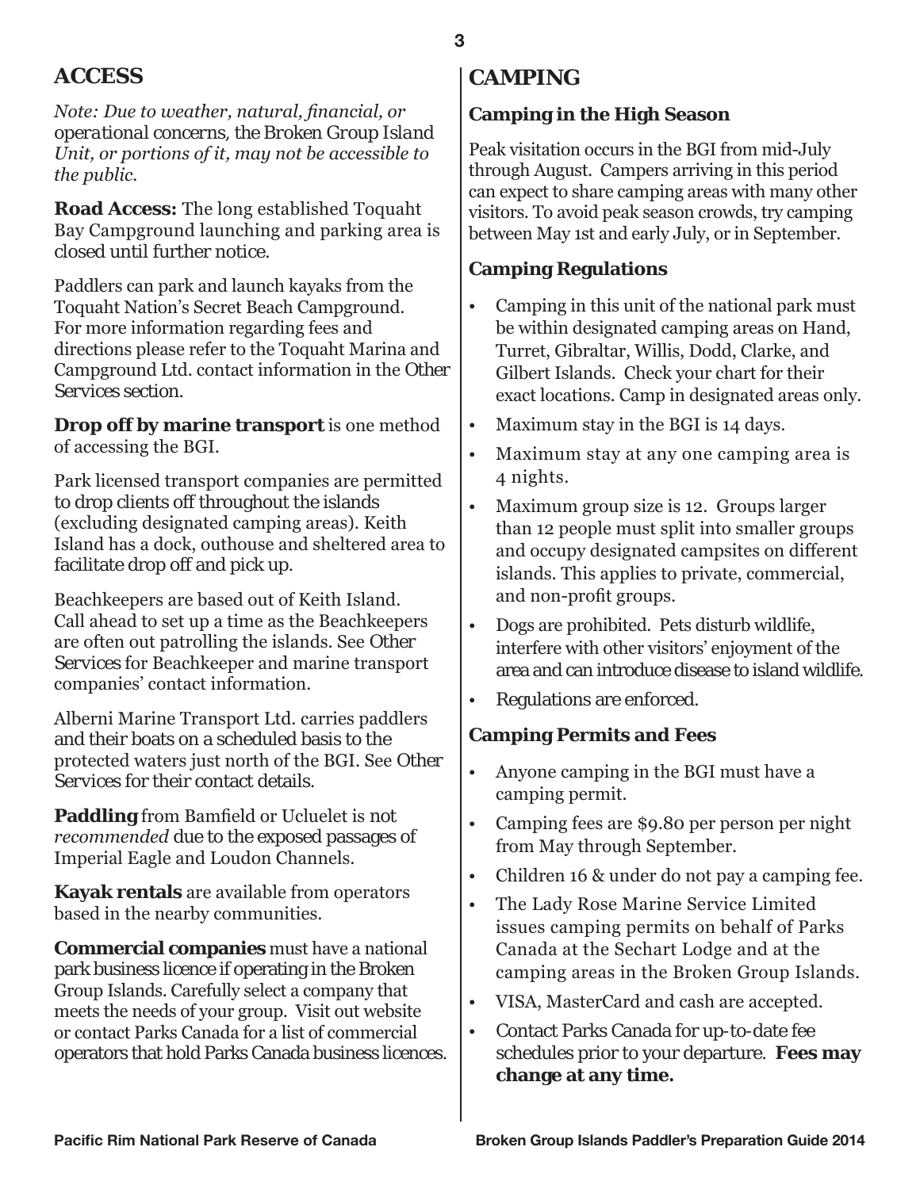## ACCESS

*Note: Due to weather, natural, financial, or operational concerns, the Broken Group Island Unit, or portions of it, may not be accessible to the public.*

**Road Access:** The long established Toquaht Bay Campground launching and parking area is closed until further notice.

Paddlers can park and launch kayaks from the Toquaht Nation's Secret Beach Campground. For more information regarding fees and directions please refer to the Toquaht Marina and Campground Ltd. contact information in the Other Services section.

**Drop off by marine transport** is one method of accessing the BGI.

Park licensed transport companies are permitted to drop clients off throughout the islands (excluding designated camping areas). Keith Island has a dock, outhouse and sheltered area to facilitate drop off and pick up.

Beachkeepers are based out of Keith Island. Call ahead to set up a time as the Beachkeepers are often out patrolling the islands. See Other Services for Beachkeeper and marine transport companies' contact information.

Alberni Marine Transport Ltd. carries paddlers and their boats on a scheduled basis to the protected waters just north of the BGI. See Other Services for their contact details.

**Paddling** from Bamfield or Ucluelet is not *recommended* due to the exposed passages of Imperial Eagle and Loudon Channels.

**Kayak rentals** are available from operators based in the nearby communities.

**Commercial companies** must have a national park business licence if operating in the Broken Group Islands. Carefully select a company that meets the needs of your group. Visit out website or contact Parks Canada for a list of commercial operators that hold Parks Canada business licences.

## CAMPING

### Camping in the High Season

Peak visitation occurs in the BGI from mid-July through August. Campers arriving in this period can expect to share camping areas with many other visitors. To avoid peak season crowds, try camping between May 1st and early July, or in September.

### Camping Regulations

- Camping in this unit of the national park must be within designated camping areas on Hand, Turret, Gibraltar, Willis, Dodd, Clarke, and Gilbert Islands. Check your chart for their exact locations. Camp in designated areas only.
- Maximum stay in the BGI is 14 days.
- Maximum stay at any one camping area is 4 nights.
- Maximum group size is 12. Groups larger than 12 people must split into smaller groups and occupy designated campsites on different islands. This applies to private, commercial, and non-profit groups.
- Dogs are prohibited. Pets disturb wildlife, interfere with other visitors' enjoyment of the area and can introduce disease to island wildlife.
- Regulations are enforced.

### Camping Permits and Fees

- Anyone camping in the BGI must have a camping permit.
- Camping fees are $9.80 per person per night from May through September.
- Children 16 & under do not pay a camping fee.
- The Lady Rose Marine Service Limited issues camping permits on behalf of Parks Canada at the Sechart Lodge and at the camping areas in the Broken Group Islands.
- VISA, MasterCard and cash are accepted.
- Contact Parks Canada for up-to-date fee schedules prior to your departure. **Fees may change at any time.**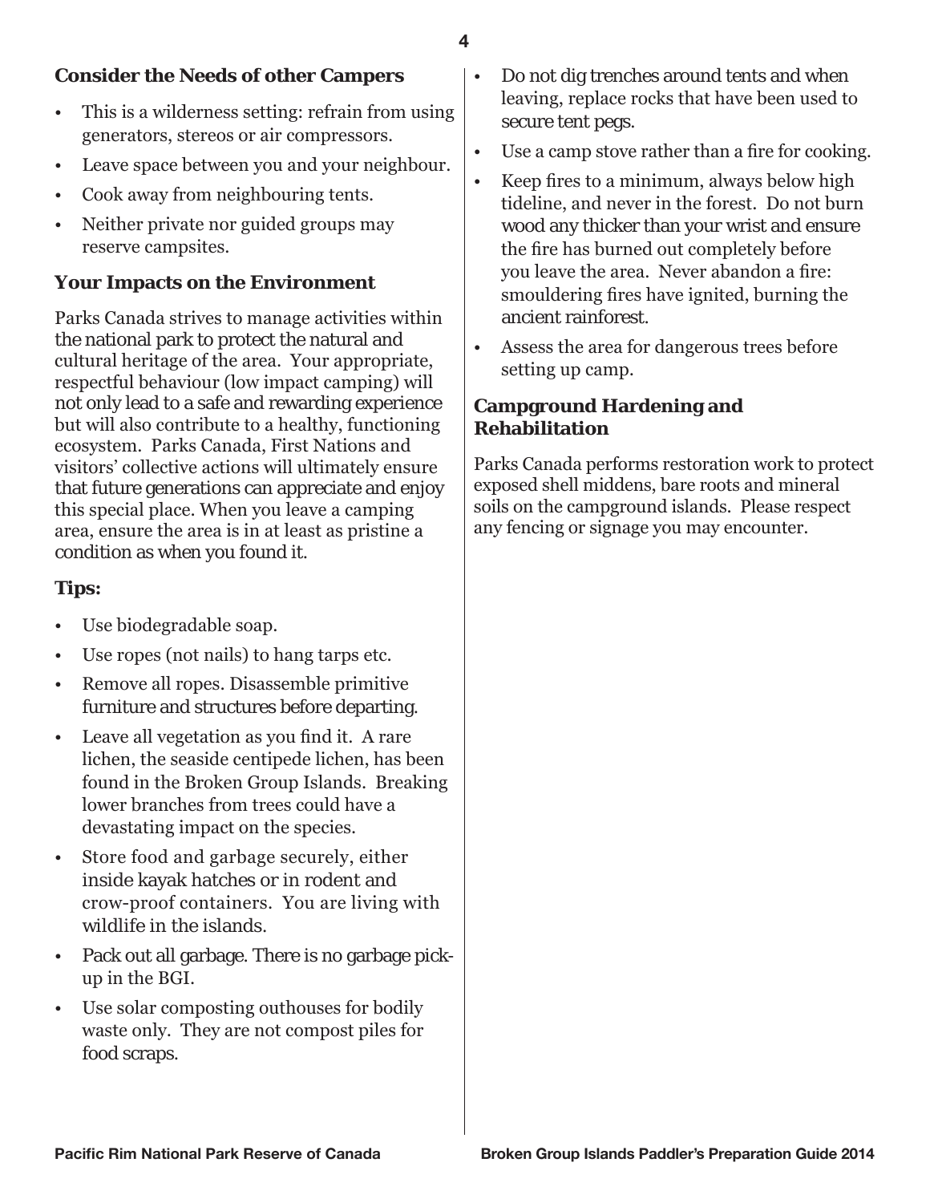## Consider the Needs of other Campers

- This is a wilderness setting: refrain from using generators, stereos or air compressors.
- Leave space between you and your neighbour.
- Cook away from neighbouring tents.
- Neither private nor guided groups may reserve campsites.

## Your Impacts on the Environment

Parks Canada strives to manage activities within the national park to protect the natural and cultural heritage of the area. Your appropriate, respectful behaviour (low impact camping) will not only lead to a safe and rewarding experience but will also contribute to a healthy, functioning ecosystem. Parks Canada, First Nations and visitors' collective actions will ultimately ensure that future generations can appreciate and enjoy this special place. When you leave a camping area, ensure the area is in at least as pristine a condition as when you found it.

## Tips:

- Use biodegradable soap.
- Use ropes (not nails) to hang tarps etc.
- Remove all ropes. Disassemble primitive furniture and structures before departing.
- Leave all vegetation as you find it. A rare lichen, the seaside centipede lichen, has been found in the Broken Group Islands. Breaking lower branches from trees could have a devastating impact on the species.
- Store food and garbage securely, either inside kayak hatches or in rodent and crow-proof containers. You are living with wildlife in the islands.
- Pack out all garbage. There is no garbage pick-up in the BGI.
- Use solar composting outhouses for bodily waste only. They are not compost piles for food scraps.
- Do not dig trenches around tents and when leaving, replace rocks that have been used to secure tent pegs.
- Use a camp stove rather than a fire for cooking.
- Keep fires to a minimum, always below high tideline, and never in the forest. Do not burn wood any thicker than your wrist and ensure the fire has burned out completely before you leave the area. Never abandon a fire: smouldering fires have ignited, burning the ancient rainforest.
- Assess the area for dangerous trees before setting up camp.

## Campground Hardening and Rehabilitation

Parks Canada performs restoration work to protect exposed shell middens, bare roots and mineral soils on the campground islands. Please respect any fencing or signage you may encounter.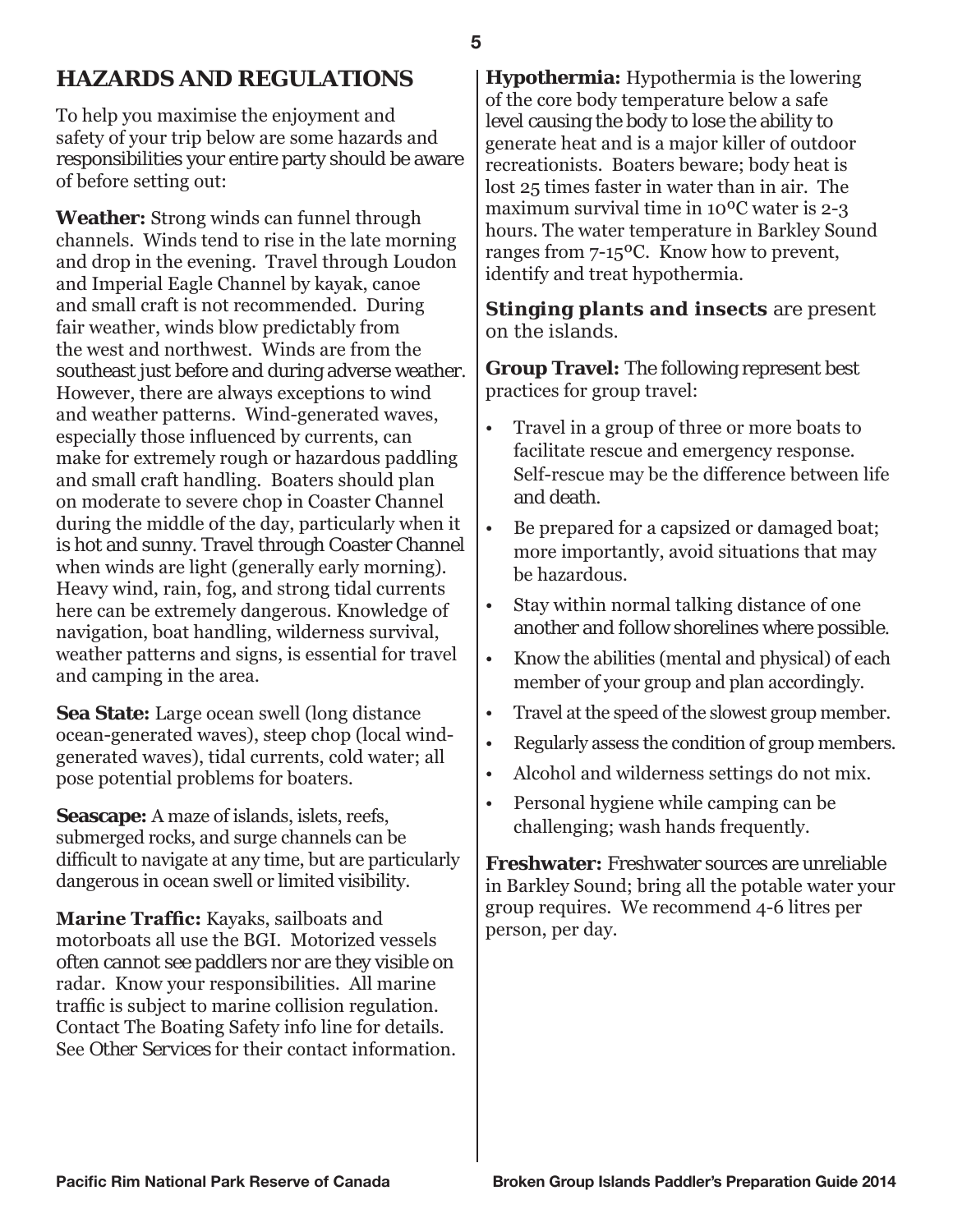## HAZARDS AND REGULATIONS

To help you maximise the enjoyment and safety of your trip below are some hazards and responsibilities your entire party should be aware of before setting out:

**Weather:** Strong winds can funnel through channels. Winds tend to rise in the late morning and drop in the evening. Travel through Loudon and Imperial Eagle Channel by kayak, canoe and small craft is not recommended. During fair weather, winds blow predictably from the west and northwest. Winds are from the southeast just before and during adverse weather. However, there are always exceptions to wind and weather patterns. Wind-generated waves, especially those influenced by currents, can make for extremely rough or hazardous paddling and small craft handling. Boaters should plan on moderate to severe chop in Coaster Channel during the middle of the day, particularly when it is hot and sunny. Travel through Coaster Channel when winds are light (generally early morning). Heavy wind, rain, fog, and strong tidal currents here can be extremely dangerous. Knowledge of navigation, boat handling, wilderness survival, weather patterns and signs, is essential for travel and camping in the area.

**Sea State:** Large ocean swell (long distance ocean-generated waves), steep chop (local wind-generated waves), tidal currents, cold water; all pose potential problems for boaters.

**Seascape:** A maze of islands, islets, reefs, submerged rocks, and surge channels can be difficult to navigate at any time, but are particularly dangerous in ocean swell or limited visibility.

**Marine Traffic:** Kayaks, sailboats and motorboats all use the BGI. Motorized vessels often cannot see paddlers nor are they visible on radar. Know your responsibilities. All marine traffic is subject to marine collision regulation. Contact The Boating Safety info line for details. See Other Services for their contact information.

**Hypothermia:** Hypothermia is the lowering of the core body temperature below a safe level causing the body to lose the ability to generate heat and is a major killer of outdoor recreationists. Boaters beware; body heat is lost 25 times faster in water than in air. The maximum survival time in 10ºC water is 2-3 hours. The water temperature in Barkley Sound ranges from 7-15ºC. Know how to prevent, identify and treat hypothermia.

**Stinging plants and insects** are present on the islands.

**Group Travel:** The following represent best practices for group travel:

- Travel in a group of three or more boats to facilitate rescue and emergency response. Self-rescue may be the difference between life and death.
- Be prepared for a capsized or damaged boat; more importantly, avoid situations that may be hazardous.
- Stay within normal talking distance of one another and follow shorelines where possible.
- Know the abilities (mental and physical) of each member of your group and plan accordingly.
- Travel at the speed of the slowest group member.
- Regularly assess the condition of group members.
- Alcohol and wilderness settings do not mix.
- Personal hygiene while camping can be challenging; wash hands frequently.

**Freshwater:** Freshwater sources are unreliable in Barkley Sound; bring all the potable water your group requires. We recommend 4-6 litres per person, per day.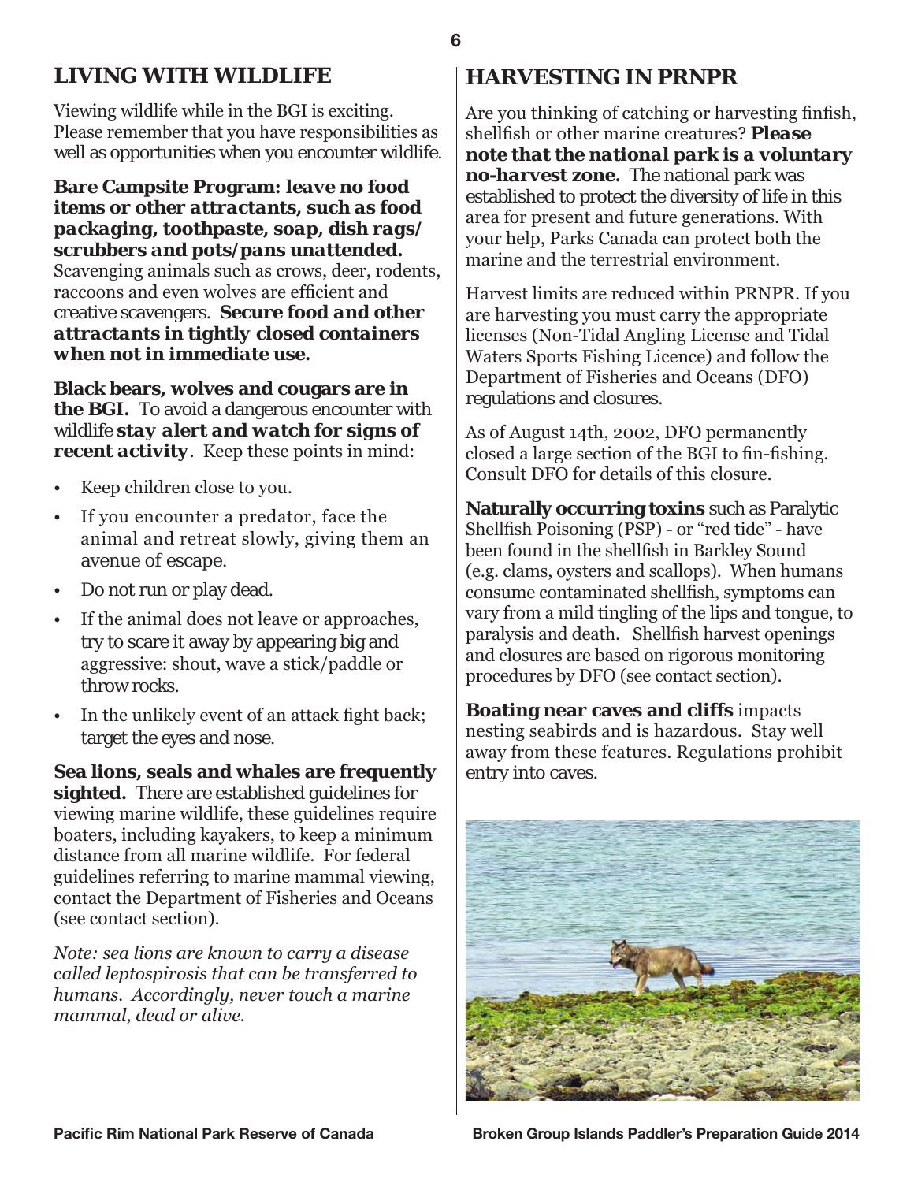## LIVING WITH WILDLIFE

Viewing wildlife while in the BGI is exciting. Please remember that you have responsibilities as well as opportunities when you encounter wildlife.

***Bare Campsite Program: leave no food items or other attractants, such as food packaging, toothpaste, soap, dish rags/ scrubbers and pots/pans unattended.*** Scavenging animals such as crows, deer, rodents, raccoons and even wolves are efficient and creative scavengers. ***Secure food and other attractants in tightly closed containers when not in immediate use.***

**Black bears, wolves and cougars are in the BGI.** To avoid a dangerous encounter with wildlife ***stay alert and watch for signs of recent activity***. Keep these points in mind:

- Keep children close to you.
- If you encounter a predator, face the animal and retreat slowly, giving them an avenue of escape.
- Do not run or play dead.
- If the animal does not leave or approaches, try to scare it away by appearing big and aggressive: shout, wave a stick/paddle or throw rocks.
- In the unlikely event of an attack fight back; target the eyes and nose.

**Sea lions, seals and whales are frequently sighted.** There are established guidelines for viewing marine wildlife, these guidelines require boaters, including kayakers, to keep a minimum distance from all marine wildlife. For federal guidelines referring to marine mammal viewing, contact the Department of Fisheries and Oceans (see contact section).

*Note: sea lions are known to carry a disease called leptospirosis that can be transferred to humans. Accordingly, never touch a marine mammal, dead or alive.*

## HARVESTING IN PRNPR

Are you thinking of catching or harvesting finfish, shellfish or other marine creatures? ***Please note that the national park is a voluntary no-harvest zone.*** The national park was established to protect the diversity of life in this area for present and future generations. With your help, Parks Canada can protect both the marine and the terrestrial environment.

Harvest limits are reduced within PRNPR. If you are harvesting you must carry the appropriate licenses (Non-Tidal Angling License and Tidal Waters Sports Fishing Licence) and follow the Department of Fisheries and Oceans (DFO) regulations and closures.

As of August 14th, 2002, DFO permanently closed a large section of the BGI to fin-fishing. Consult DFO for details of this closure.

**Naturally occurring toxins** such as Paralytic Shellfish Poisoning (PSP) - or "red tide" - have been found in the shellfish in Barkley Sound (e.g. clams, oysters and scallops). When humans consume contaminated shellfish, symptoms can vary from a mild tingling of the lips and tongue, to paralysis and death. Shellfish harvest openings and closures are based on rigorous monitoring procedures by DFO (see contact section).

**Boating near caves and cliffs** impacts nesting seabirds and is hazardous. Stay well away from these features. Regulations prohibit entry into caves.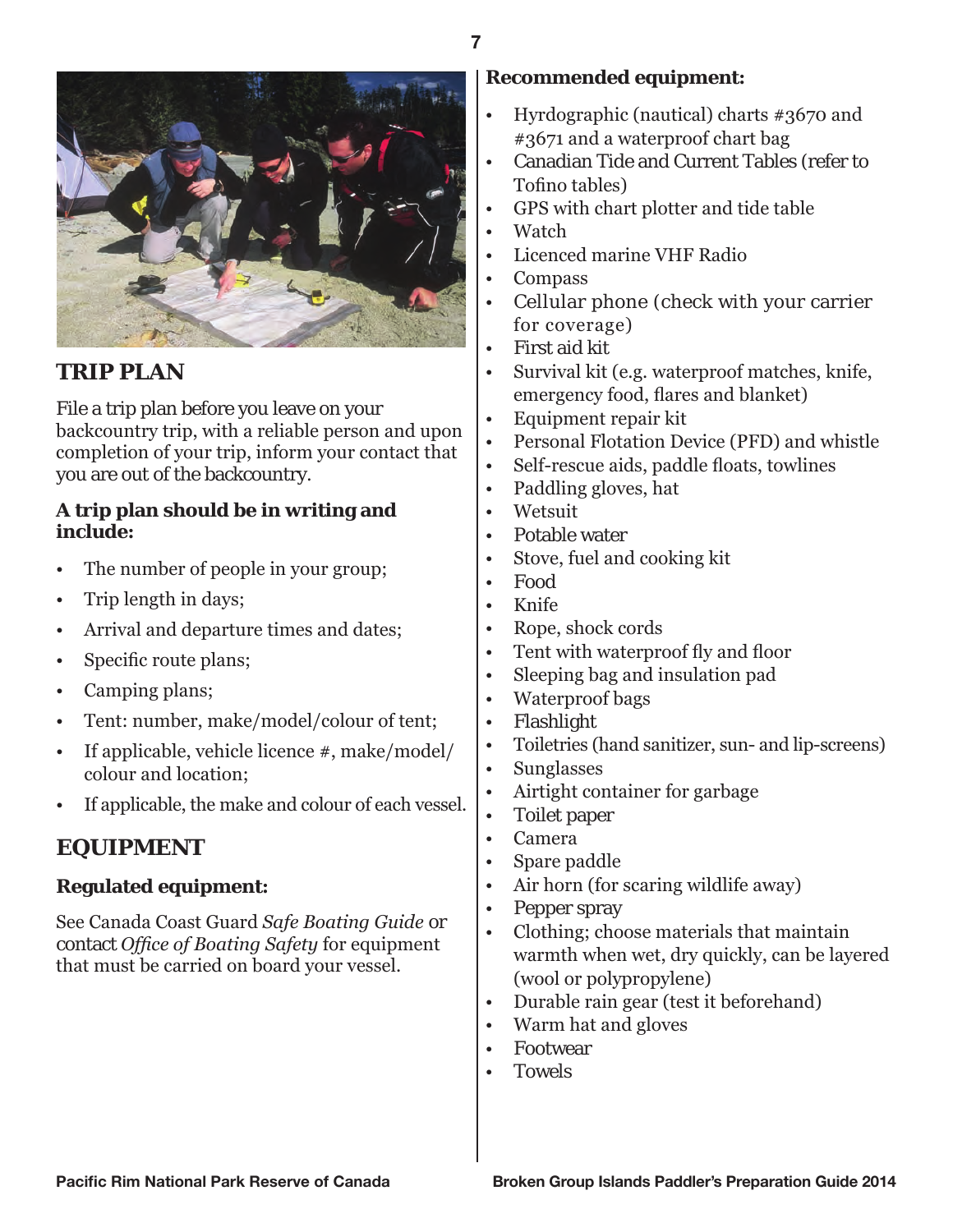## TRIP PLAN

File a trip plan before you leave on your backcountry trip, with a reliable person and upon completion of your trip, inform your contact that you are out of the backcountry.

**A trip plan should be in writing and include:**

- The number of people in your group;
- Trip length in days;
- Arrival and departure times and dates;
- Specific route plans;
- Camping plans;
- Tent: number, make/model/colour of tent;
- If applicable, vehicle licence #, make/model/colour and location;
- If applicable, the make and colour of each vessel.

## EQUIPMENT

### Regulated equipment:

See Canada Coast Guard *Safe Boating Guide* or contact *Office of Boating Safety* for equipment that must be carried on board your vessel.

### Recommended equipment:

- Hyrdographic (nautical) charts #3670 and #3671 and a waterproof chart bag
- Canadian Tide and Current Tables (refer to Tofino tables)
- GPS with chart plotter and tide table
- Watch
- Licenced marine VHF Radio
- Compass
- Cellular phone (check with your carrier for coverage)
- First aid kit
- Survival kit (e.g. waterproof matches, knife, emergency food, flares and blanket)
- Equipment repair kit
- Personal Flotation Device (PFD) and whistle
- Self-rescue aids, paddle floats, towlines
- Paddling gloves, hat
- Wetsuit
- Potable water
- Stove, fuel and cooking kit
- Food
- Knife
- Rope, shock cords
- Tent with waterproof fly and floor
- Sleeping bag and insulation pad
- Waterproof bags
- Flashlight
- Toiletries (hand sanitizer, sun- and lip-screens)
- Sunglasses
- Airtight container for garbage
- Toilet paper
- Camera
- Spare paddle
- Air horn (for scaring wildlife away)
- Pepper spray
- Clothing; choose materials that maintain warmth when wet, dry quickly, can be layered (wool or polypropylene)
- Durable rain gear (test it beforehand)
- Warm hat and gloves
- Footwear
- Towels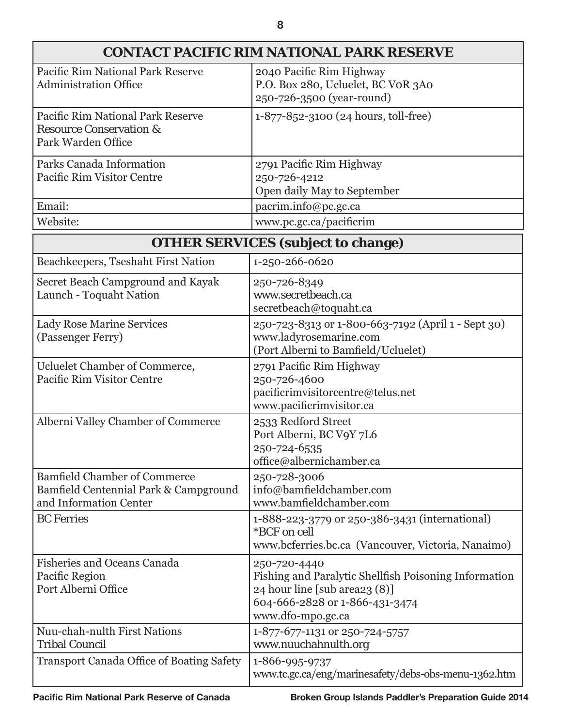| CONTACT PACIFIC RIM NATIONAL PARK RESERVE | |
| --- | --- |
| Pacific Rim National Park Reserve Administration Office | 2040 Pacific Rim Highway<br>P.O. Box 280, Ucluelet, BC V0R 3A0<br>250-726-3500 (year-round) |
| Pacific Rim National Park Reserve Resource Conservation & Park Warden Office | 1-877-852-3100 (24 hours, toll-free) |
| Parks Canada Information Pacific Rim Visitor Centre | 2791 Pacific Rim Highway<br>250-726-4212<br>Open daily May to September |
| Email: | pacrim.info@pc.gc.ca |
| Website: | www.pc.gc.ca/pacificrim |

| OTHER SERVICES (subject to change) | |
| --- | --- |
| Beachkeepers, Tseshaht First Nation | 1-250-266-0620 |
| Secret Beach Campground and Kayak Launch - Toquaht Nation | 250-726-8349<br>www.secretbeach.ca<br>secretbeach@toquaht.ca |
| Lady Rose Marine Services (Passenger Ferry) | 250-723-8313 or 1-800-663-7192 (April 1 - Sept 30)<br>www.ladyrosemarine.com<br>(Port Alberni to Bamfield/Ucluelet) |
| Ucluelet Chamber of Commerce, Pacific Rim Visitor Centre | 2791 Pacific Rim Highway<br>250-726-4600<br>pacificrimvisitorcentre@telus.net<br>www.pacificrimvisitor.ca |
| Alberni Valley Chamber of Commerce | 2533 Redford Street<br>Port Alberni, BC V9Y 7L6<br>250-724-6535<br>office@albernichamber.ca |
| Bamfield Chamber of Commerce Bamfield Centennial Park & Campground and Information Center | 250-728-3006<br>info@bamfieldchamber.com<br>www.bamfieldchamber.com |
| BC Ferries | 1-888-223-3779 or 250-386-3431 (international)<br>*BCF on cell<br>www.bcferries.bc.ca (Vancouver, Victoria, Nanaimo) |
| Fisheries and Oceans Canada Pacific Region Port Alberni Office | 250-720-4440<br>Fishing and Paralytic Shellfish Poisoning Information 24 hour line [sub area23 (8)]<br>604-666-2828 or 1-866-431-3474<br>www.dfo-mpo.gc.ca |
| Nuu-chah-nulth First Nations Tribal Council | 1-877-677-1131 or 250-724-5757<br>www.nuuchahnulth.org |
| Transport Canada Office of Boating Safety | 1-866-995-9737<br>www.tc.gc.ca/eng/marinesafety/debs-obs-menu-1362.htm |